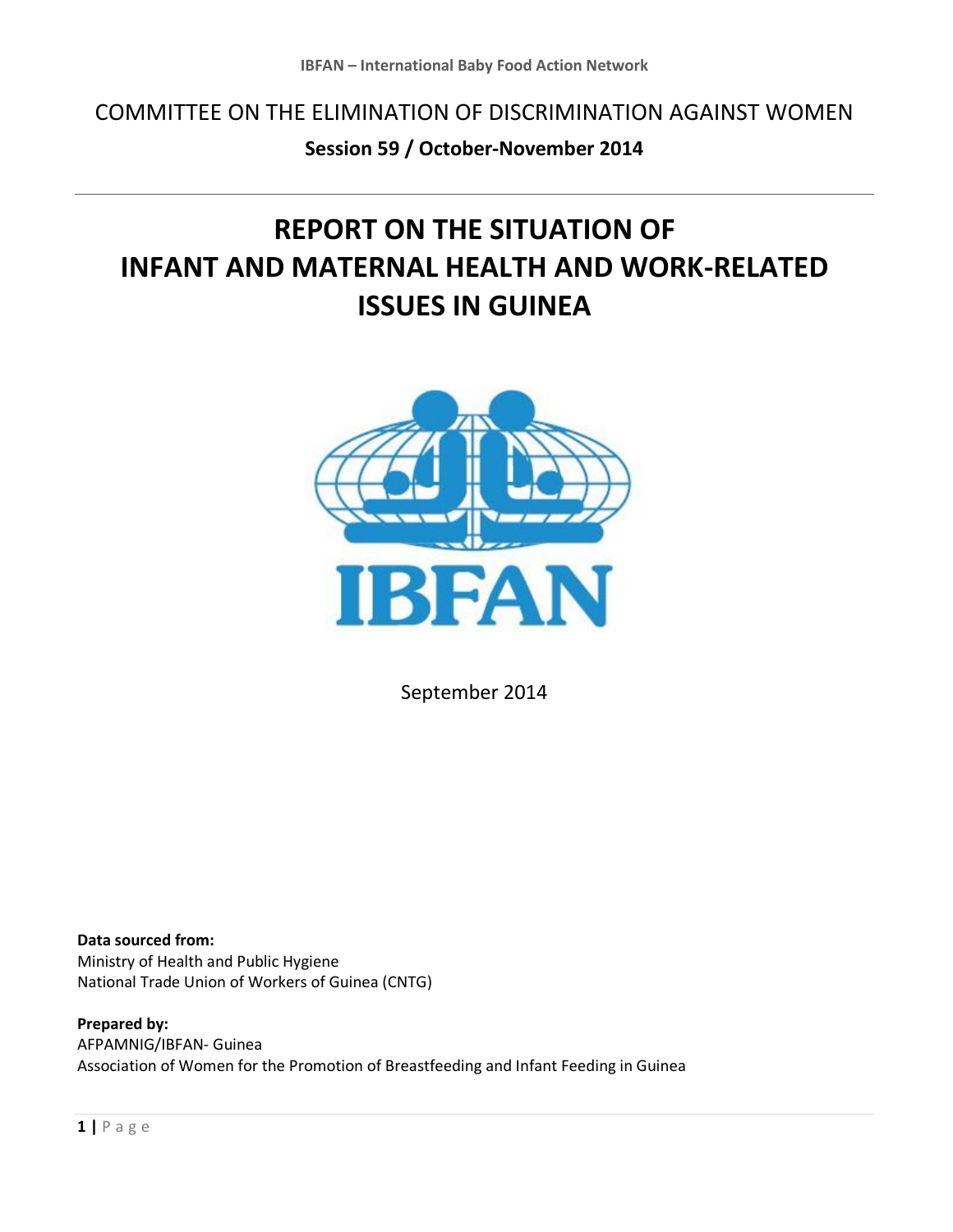IBFAN – International Baby Food Action Network

COMMITTEE ON THE ELIMINATION OF DISCRIMINATION AGAINST WOMEN

**Session 59 / October-November 2014**

# REPORT ON THE SITUATION OF INFANT AND MATERNAL HEALTH AND WORK-RELATED ISSUES IN GUINEA

IBFAN

September 2014

**Data sourced from:**
Ministry of Health and Public Hygiene
National Trade Union of Workers of Guinea (CNTG)

**Prepared by:**
AFPAMNIG/IBFAN- Guinea
Association of Women for the Promotion of Breastfeeding and Infant Feeding in Guinea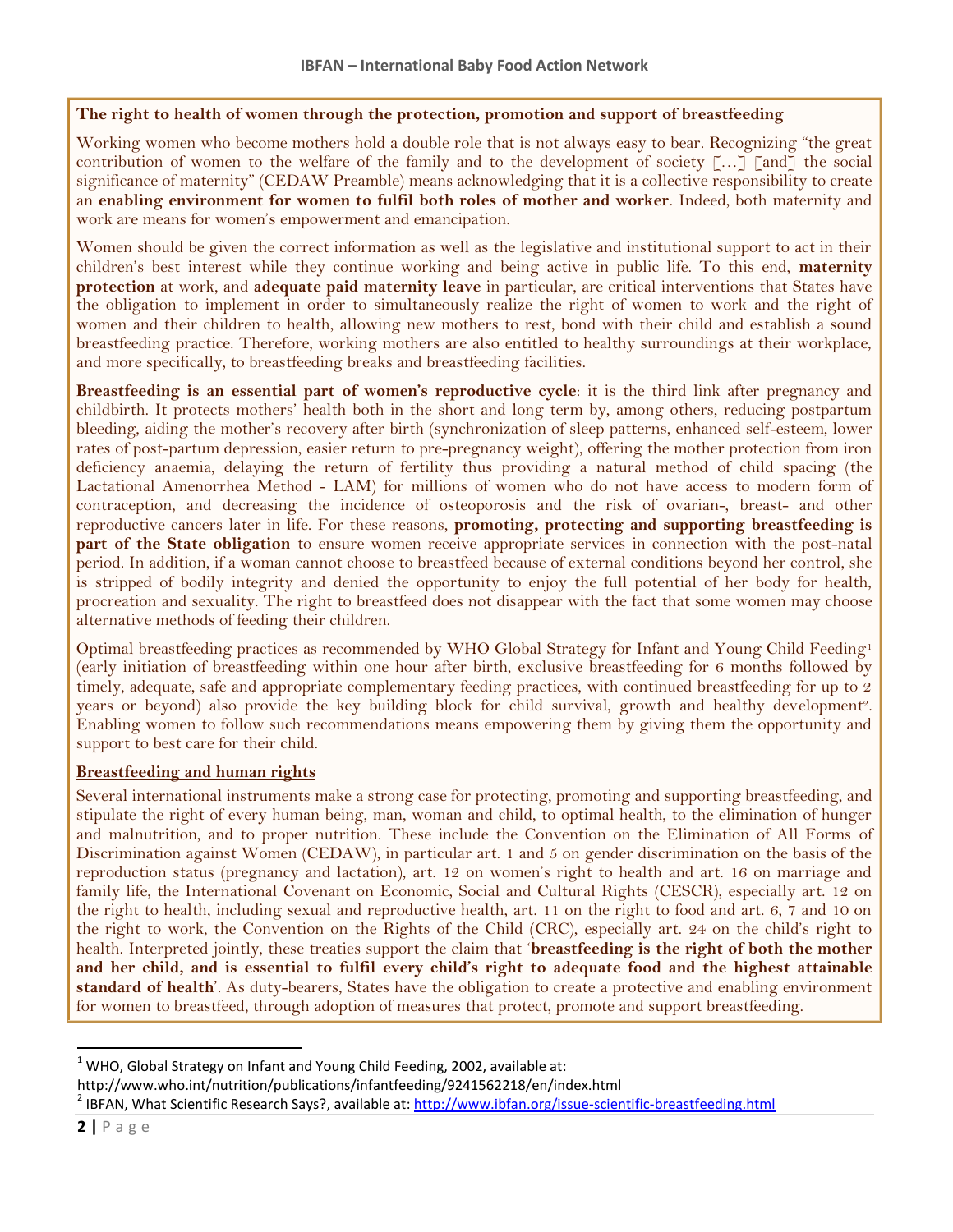## The right to health of women through the protection, promotion and support of breastfeeding

Working women who become mothers hold a double role that is not always easy to bear. Recognizing "the great contribution of women to the welfare of the family and to the development of society […] [and] the social significance of maternity" (CEDAW Preamble) means acknowledging that it is a collective responsibility to create an **enabling environment for women to fulfil both roles of mother and worker**. Indeed, both maternity and work are means for women's empowerment and emancipation.

Women should be given the correct information as well as the legislative and institutional support to act in their children's best interest while they continue working and being active in public life. To this end, **maternity protection** at work, and **adequate paid maternity leave** in particular, are critical interventions that States have the obligation to implement in order to simultaneously realize the right of women to work and the right of women and their children to health, allowing new mothers to rest, bond with their child and establish a sound breastfeeding practice. Therefore, working mothers are also entitled to healthy surroundings at their workplace, and more specifically, to breastfeeding breaks and breastfeeding facilities.

**Breastfeeding is an essential part of women's reproductive cycle**: it is the third link after pregnancy and childbirth. It protects mothers' health both in the short and long term by, among others, reducing postpartum bleeding, aiding the mother's recovery after birth (synchronization of sleep patterns, enhanced self-esteem, lower rates of post-partum depression, easier return to pre-pregnancy weight), offering the mother protection from iron deficiency anaemia, delaying the return of fertility thus providing a natural method of child spacing (the Lactational Amenorrhea Method - LAM) for millions of women who do not have access to modern form of contraception, and decreasing the incidence of osteoporosis and the risk of ovarian-, breast- and other reproductive cancers later in life. For these reasons, **promoting, protecting and supporting breastfeeding is part of the State obligation** to ensure women receive appropriate services in connection with the post-natal period. In addition, if a woman cannot choose to breastfeed because of external conditions beyond her control, she is stripped of bodily integrity and denied the opportunity to enjoy the full potential of her body for health, procreation and sexuality. The right to breastfeed does not disappear with the fact that some women may choose alternative methods of feeding their children.

Optimal breastfeeding practices as recommended by WHO Global Strategy for Infant and Young Child Feeding[1] (early initiation of breastfeeding within one hour after birth, exclusive breastfeeding for 6 months followed by timely, adequate, safe and appropriate complementary feeding practices, with continued breastfeeding for up to 2 years or beyond) also provide the key building block for child survival, growth and healthy development[2]. Enabling women to follow such recommendations means empowering them by giving them the opportunity and support to best care for their child.

## Breastfeeding and human rights

Several international instruments make a strong case for protecting, promoting and supporting breastfeeding, and stipulate the right of every human being, man, woman and child, to optimal health, to the elimination of hunger and malnutrition, and to proper nutrition. These include the Convention on the Elimination of All Forms of Discrimination against Women (CEDAW), in particular art. 1 and 5 on gender discrimination on the basis of the reproduction status (pregnancy and lactation), art. 12 on women's right to health and art. 16 on marriage and family life, the International Covenant on Economic, Social and Cultural Rights (CESCR), especially art. 12 on the right to health, including sexual and reproductive health, art. 11 on the right to food and art. 6, 7 and 10 on the right to work, the Convention on the Rights of the Child (CRC), especially art. 24 on the child's right to health. Interpreted jointly, these treaties support the claim that '**breastfeeding is the right of both the mother and her child, and is essential to fulfil every child's right to adequate food and the highest attainable standard of health**'. As duty-bearers, States have the obligation to create a protective and enabling environment for women to breastfeed, through adoption of measures that protect, promote and support breastfeeding.

---

[1] WHO, Global Strategy on Infant and Young Child Feeding, 2002, available at: http://www.who.int/nutrition/publications/infantfeeding/9241562218/en/index.html

[2] IBFAN, What Scientific Research Says?, available at: http://www.ibfan.org/issue-scientific-breastfeeding.html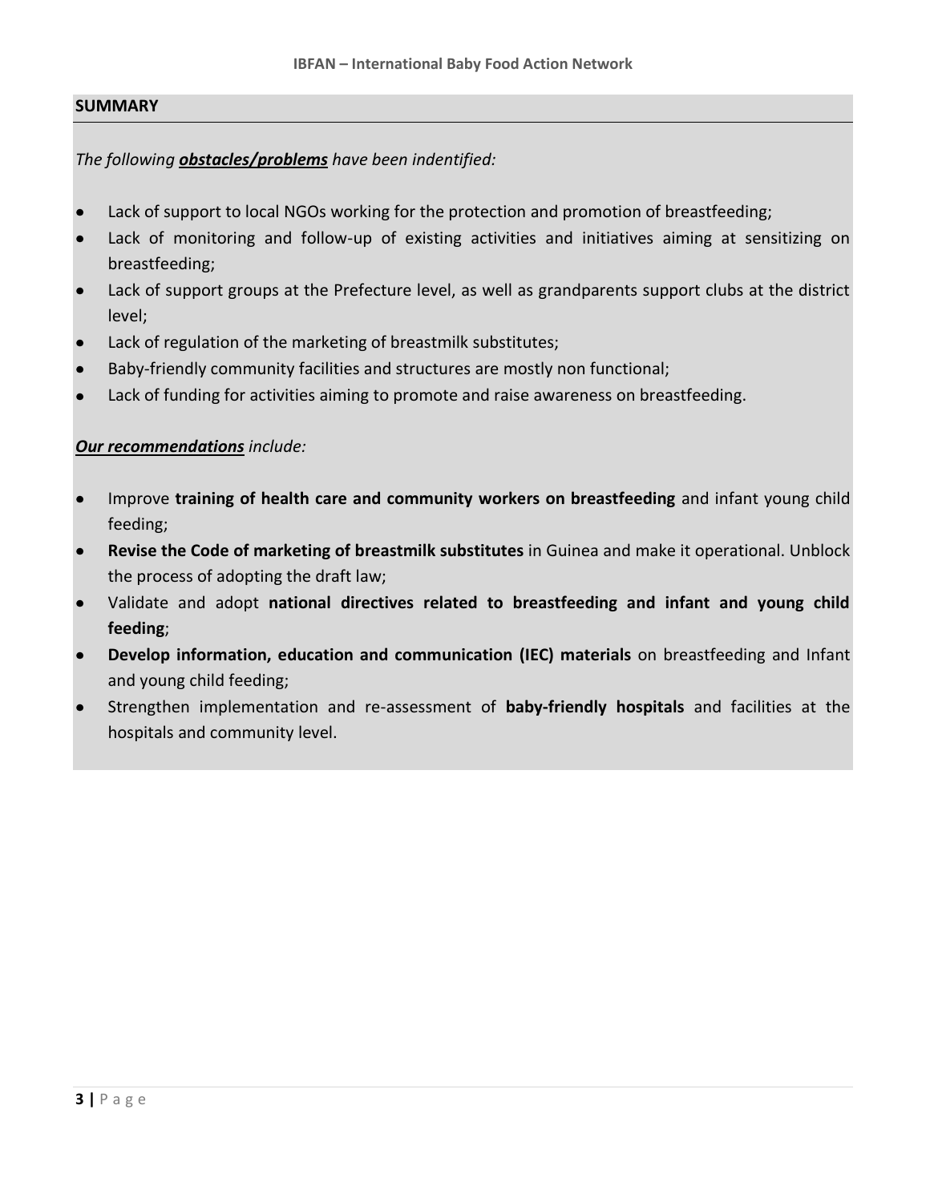## SUMMARY

*The following **obstacles/problems** have been indentified:*

- Lack of support to local NGOs working for the protection and promotion of breastfeeding;
- Lack of monitoring and follow-up of existing activities and initiatives aiming at sensitizing on breastfeeding;
- Lack of support groups at the Prefecture level, as well as grandparents support clubs at the district level;
- Lack of regulation of the marketing of breastmilk substitutes;
- Baby-friendly community facilities and structures are mostly non functional;
- Lack of funding for activities aiming to promote and raise awareness on breastfeeding.

***Our recommendations** include:*

- Improve **training of health care and community workers on breastfeeding** and infant young child feeding;
- **Revise the Code of marketing of breastmilk substitutes** in Guinea and make it operational. Unblock the process of adopting the draft law;
- Validate and adopt **national directives related to breastfeeding and infant and young child feeding**;
- **Develop information, education and communication (IEC) materials** on breastfeeding and Infant and young child feeding;
- Strengthen implementation and re-assessment of **baby-friendly hospitals** and facilities at the hospitals and community level.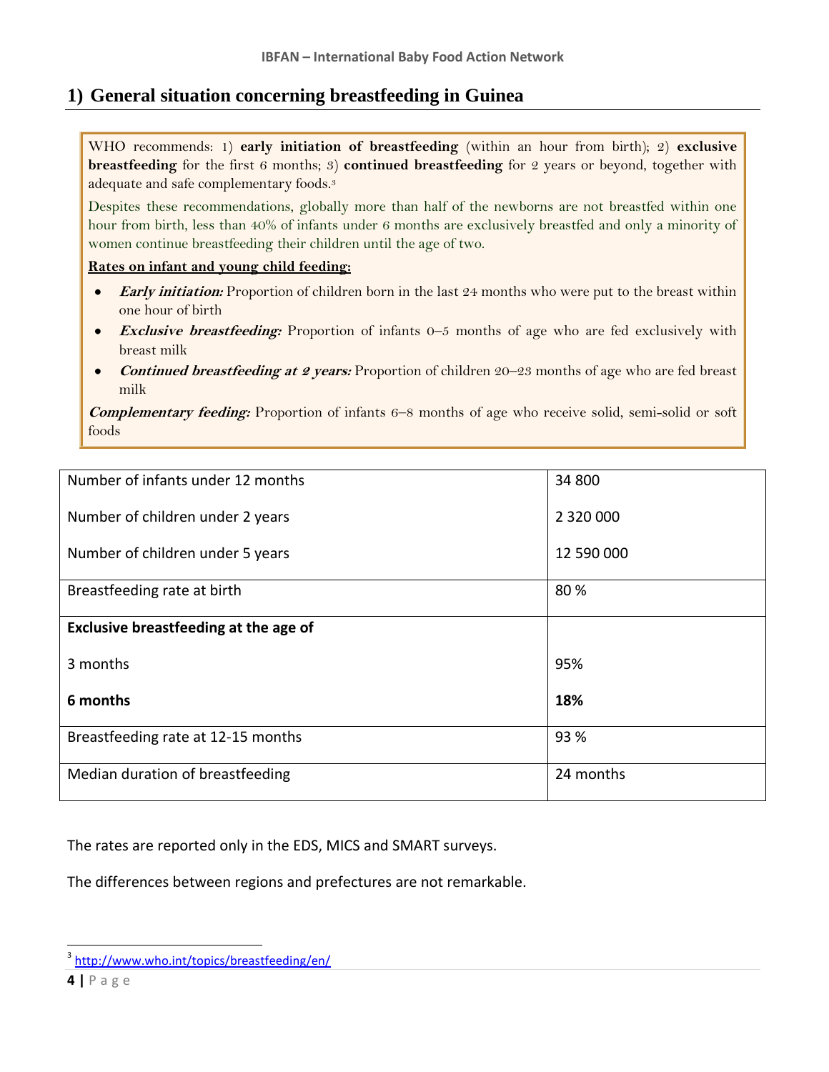## 1) General situation concerning breastfeeding in Guinea

WHO recommends: 1) **early initiation of breastfeeding** (within an hour from birth); 2) **exclusive breastfeeding** for the first 6 months; 3) **continued breastfeeding** for 2 years or beyond, together with adequate and safe complementary foods.[3]

Despites these recommendations, globally more than half of the newborns are not breastfed within one hour from birth, less than 40% of infants under 6 months are exclusively breastfed and only a minority of women continue breastfeeding their children until the age of two.

**Rates on infant and young child feeding:**

- ***Early initiation:*** Proportion of children born in the last 24 months who were put to the breast within one hour of birth
- ***Exclusive breastfeeding:*** Proportion of infants 0–5 months of age who are fed exclusively with breast milk
- ***Continued breastfeeding at 2 years:*** Proportion of children 20–23 months of age who are fed breast milk

***Complementary feeding:*** Proportion of infants 6–8 months of age who receive solid, semi-solid or soft foods

| | |
|---|---|
| Number of infants under 12 months | 34 800 |
| Number of children under 2 years | 2 320 000 |
| Number of children under 5 years | 12 590 000 |
| Breastfeeding rate at birth | 80 % |
| **Exclusive breastfeeding at the age of** | |
| 3 months | 95% |
| **6 months** | **18%** |
| Breastfeeding rate at 12-15 months | 93 % |
| Median duration of breastfeeding | 24 months |

The rates are reported only in the EDS, MICS and SMART surveys.

The differences between regions and prefectures are not remarkable.

[3] http://www.who.int/topics/breastfeeding/en/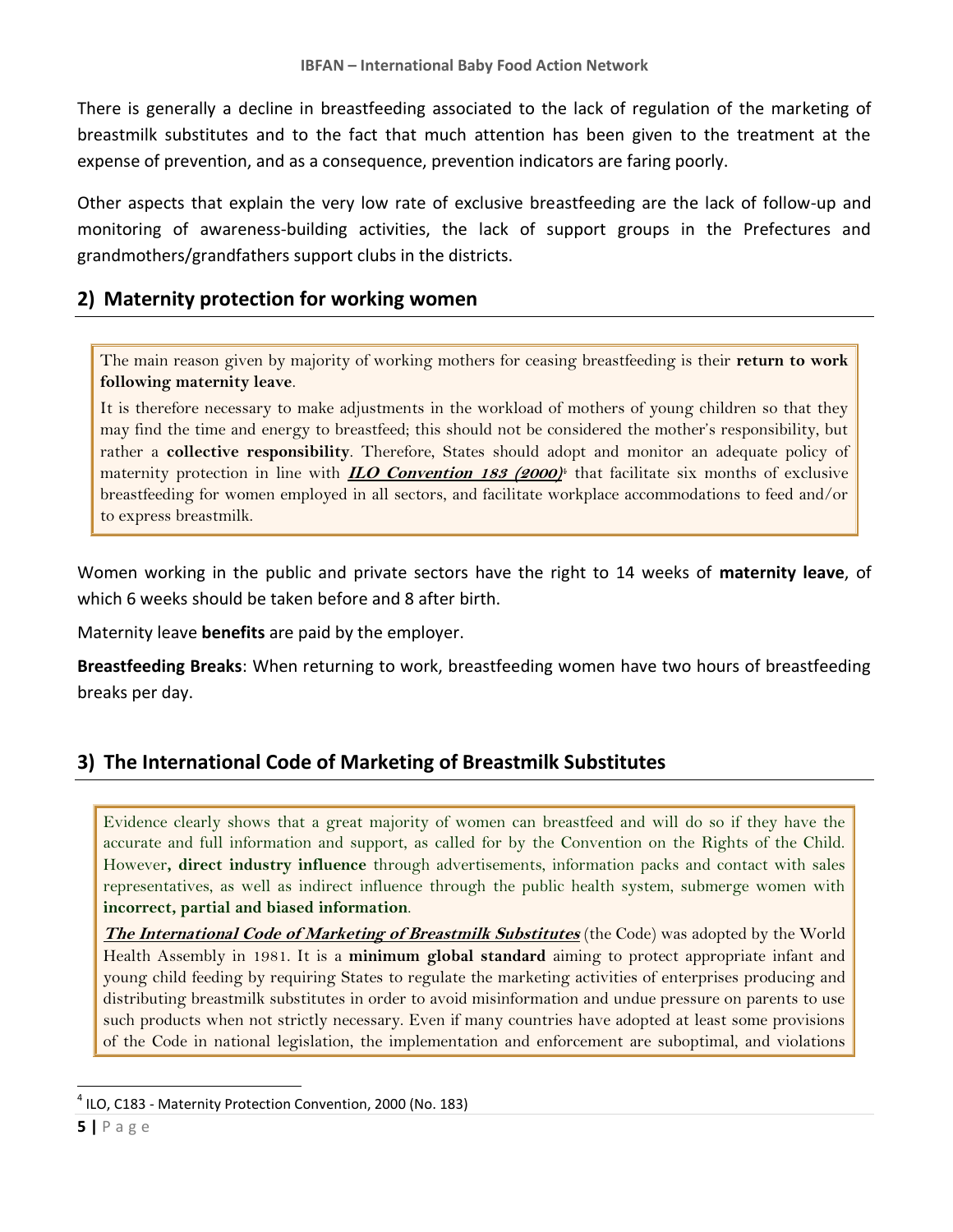There is generally a decline in breastfeeding associated to the lack of regulation of the marketing of breastmilk substitutes and to the fact that much attention has been given to the treatment at the expense of prevention, and as a consequence, prevention indicators are faring poorly.

Other aspects that explain the very low rate of exclusive breastfeeding are the lack of follow-up and monitoring of awareness-building activities, the lack of support groups in the Prefectures and grandmothers/grandfathers support clubs in the districts.

## 2) Maternity protection for working women

> The main reason given by majority of working mothers for ceasing breastfeeding is their **return to work following maternity leave**.
>
> It is therefore necessary to make adjustments in the workload of mothers of young children so that they may find the time and energy to breastfeed; this should not be considered the mother's responsibility, but rather a **collective responsibility**. Therefore, States should adopt and monitor an adequate policy of maternity protection in line with ***ILO Convention 183 (2000)***[4] that facilitate six months of exclusive breastfeeding for women employed in all sectors, and facilitate workplace accommodations to feed and/or to express breastmilk.

Women working in the public and private sectors have the right to 14 weeks of **maternity leave**, of which 6 weeks should be taken before and 8 after birth.

Maternity leave **benefits** are paid by the employer.

**Breastfeeding Breaks**: When returning to work, breastfeeding women have two hours of breastfeeding breaks per day.

## 3) The International Code of Marketing of Breastmilk Substitutes

> Evidence clearly shows that a great majority of women can breastfeed and will do so if they have the accurate and full information and support, as called for by the Convention on the Rights of the Child. However**, direct industry influence** through advertisements, information packs and contact with sales representatives, as well as indirect influence through the public health system, submerge women with **incorrect, partial and biased information**.
>
> ***The International Code of Marketing of Breastmilk Substitutes*** (the Code) was adopted by the World Health Assembly in 1981. It is a **minimum global standard** aiming to protect appropriate infant and young child feeding by requiring States to regulate the marketing activities of enterprises producing and distributing breastmilk substitutes in order to avoid misinformation and undue pressure on parents to use such products when not strictly necessary. Even if many countries have adopted at least some provisions of the Code in national legislation, the implementation and enforcement are suboptimal, and violations

[4] ILO, C183 - Maternity Protection Convention, 2000 (No. 183)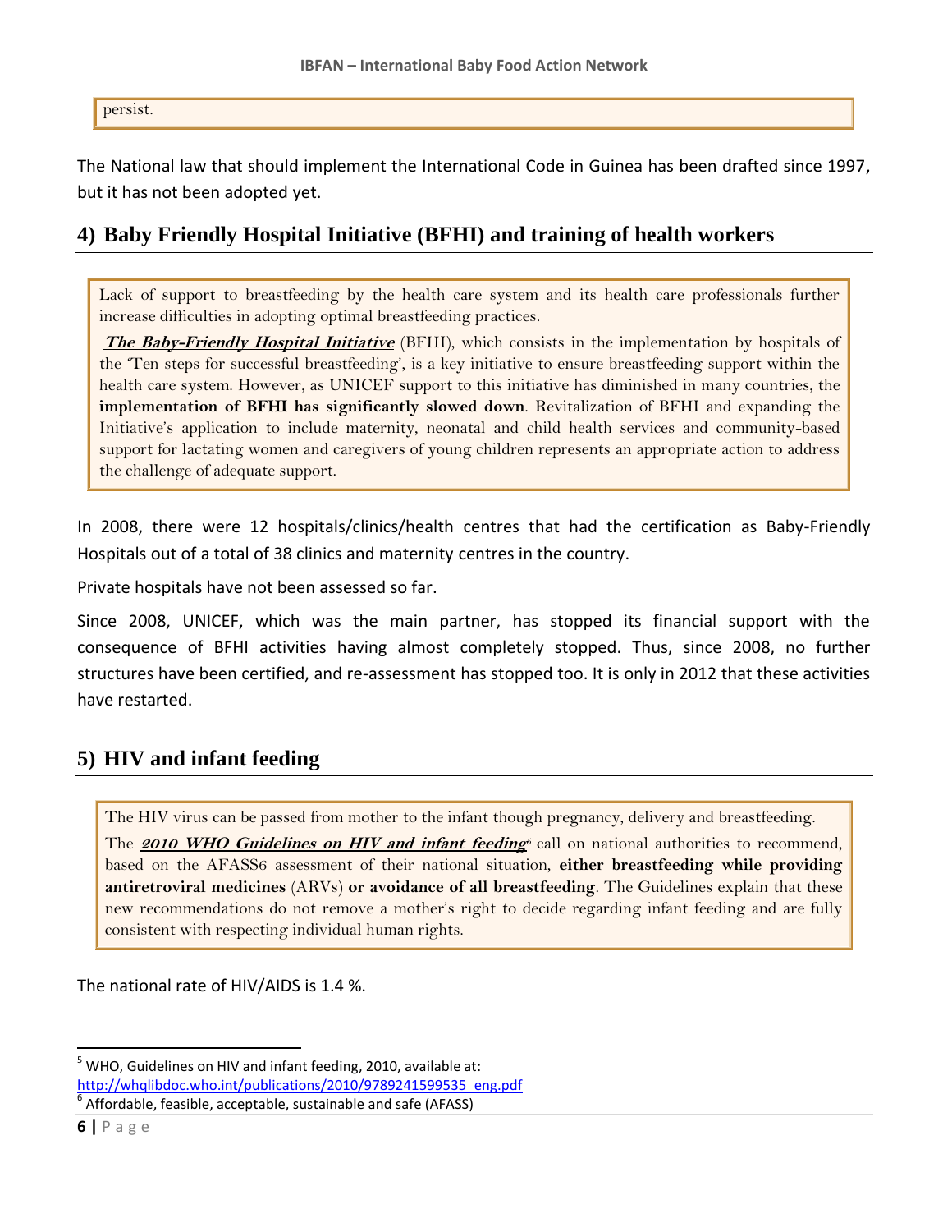persist.

The National law that should implement the International Code in Guinea has been drafted since 1997, but it has not been adopted yet.

## 4) Baby Friendly Hospital Initiative (BFHI) and training of health workers

Lack of support to breastfeeding by the health care system and its health care professionals further increase difficulties in adopting optimal breastfeeding practices.

***The Baby-Friendly Hospital Initiative*** (BFHI), which consists in the implementation by hospitals of the 'Ten steps for successful breastfeeding', is a key initiative to ensure breastfeeding support within the health care system. However, as UNICEF support to this initiative has diminished in many countries, the **implementation of BFHI has significantly slowed down**. Revitalization of BFHI and expanding the Initiative's application to include maternity, neonatal and child health services and community-based support for lactating women and caregivers of young children represents an appropriate action to address the challenge of adequate support.

In 2008, there were 12 hospitals/clinics/health centres that had the certification as Baby-Friendly Hospitals out of a total of 38 clinics and maternity centres in the country.

Private hospitals have not been assessed so far.

Since 2008, UNICEF, which was the main partner, has stopped its financial support with the consequence of BFHI activities having almost completely stopped. Thus, since 2008, no further structures have been certified, and re-assessment has stopped too. It is only in 2012 that these activities have restarted.

## 5) HIV and infant feeding

The HIV virus can be passed from mother to the infant though pregnancy, delivery and breastfeeding.

The ***2010 WHO Guidelines on HIV and infant feeding***[5] call on national authorities to recommend, based on the AFASS6 assessment of their national situation, **either breastfeeding while providing antiretroviral medicines** (ARVs) **or avoidance of all breastfeeding**. The Guidelines explain that these new recommendations do not remove a mother's right to decide regarding infant feeding and are fully consistent with respecting individual human rights.

The national rate of HIV/AIDS is 1.4 %.

---

[5] WHO, Guidelines on HIV and infant feeding, 2010, available at: http://whqlibdoc.who.int/publications/2010/9789241599535_eng.pdf

[6] Affordable, feasible, acceptable, sustainable and safe (AFASS)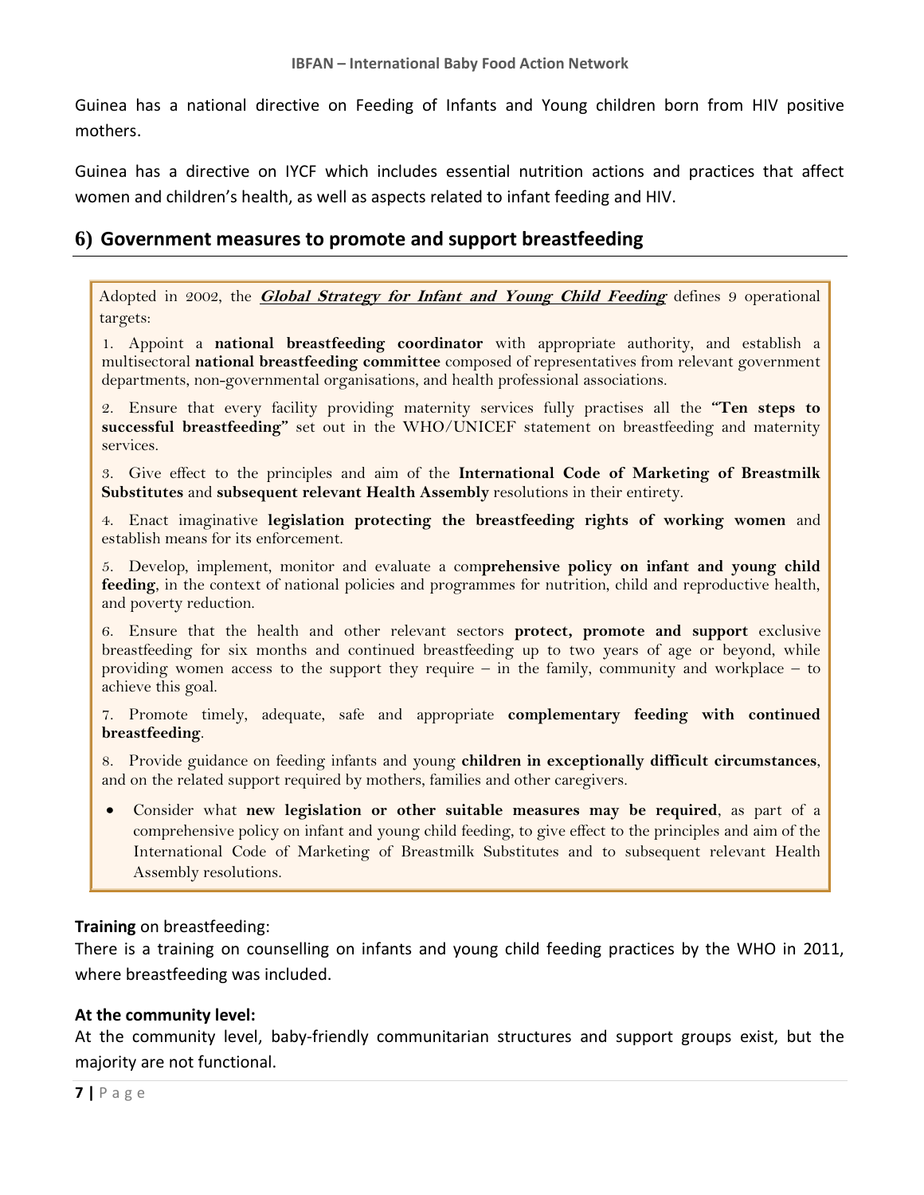Guinea has a national directive on Feeding of Infants and Young children born from HIV positive mothers.

Guinea has a directive on IYCF which includes essential nutrition actions and practices that affect women and children's health, as well as aspects related to infant feeding and HIV.

## 6) Government measures to promote and support breastfeeding

> Adopted in 2002, the ***Global Strategy for Infant and Young Child Feeding*** defines 9 operational targets:
>
> 1. Appoint a **national breastfeeding coordinator** with appropriate authority, and establish a multisectoral **national breastfeeding committee** composed of representatives from relevant government departments, non-governmental organisations, and health professional associations.
>
> 2. Ensure that every facility providing maternity services fully practises all the **"Ten steps to successful breastfeeding"** set out in the WHO/UNICEF statement on breastfeeding and maternity services.
>
> 3. Give effect to the principles and aim of the **International Code of Marketing of Breastmilk Substitutes** and **subsequent relevant Health Assembly** resolutions in their entirety.
>
> 4. Enact imaginative **legislation protecting the breastfeeding rights of working women** and establish means for its enforcement.
>
> 5. Develop, implement, monitor and evaluate a com**prehensive policy on infant and young child feeding**, in the context of national policies and programmes for nutrition, child and reproductive health, and poverty reduction.
>
> 6. Ensure that the health and other relevant sectors **protect, promote and support** exclusive breastfeeding for six months and continued breastfeeding up to two years of age or beyond, while providing women access to the support they require – in the family, community and workplace – to achieve this goal.
>
> 7. Promote timely, adequate, safe and appropriate **complementary feeding with continued breastfeeding**.
>
> 8. Provide guidance on feeding infants and young **children in exceptionally difficult circumstances**, and on the related support required by mothers, families and other caregivers.
>
> - Consider what **new legislation or other suitable measures may be required**, as part of a comprehensive policy on infant and young child feeding, to give effect to the principles and aim of the International Code of Marketing of Breastmilk Substitutes and to subsequent relevant Health Assembly resolutions.

**Training** on breastfeeding:

There is a training on counselling on infants and young child feeding practices by the WHO in 2011, where breastfeeding was included.

**At the community level:**

At the community level, baby-friendly communitarian structures and support groups exist, but the majority are not functional.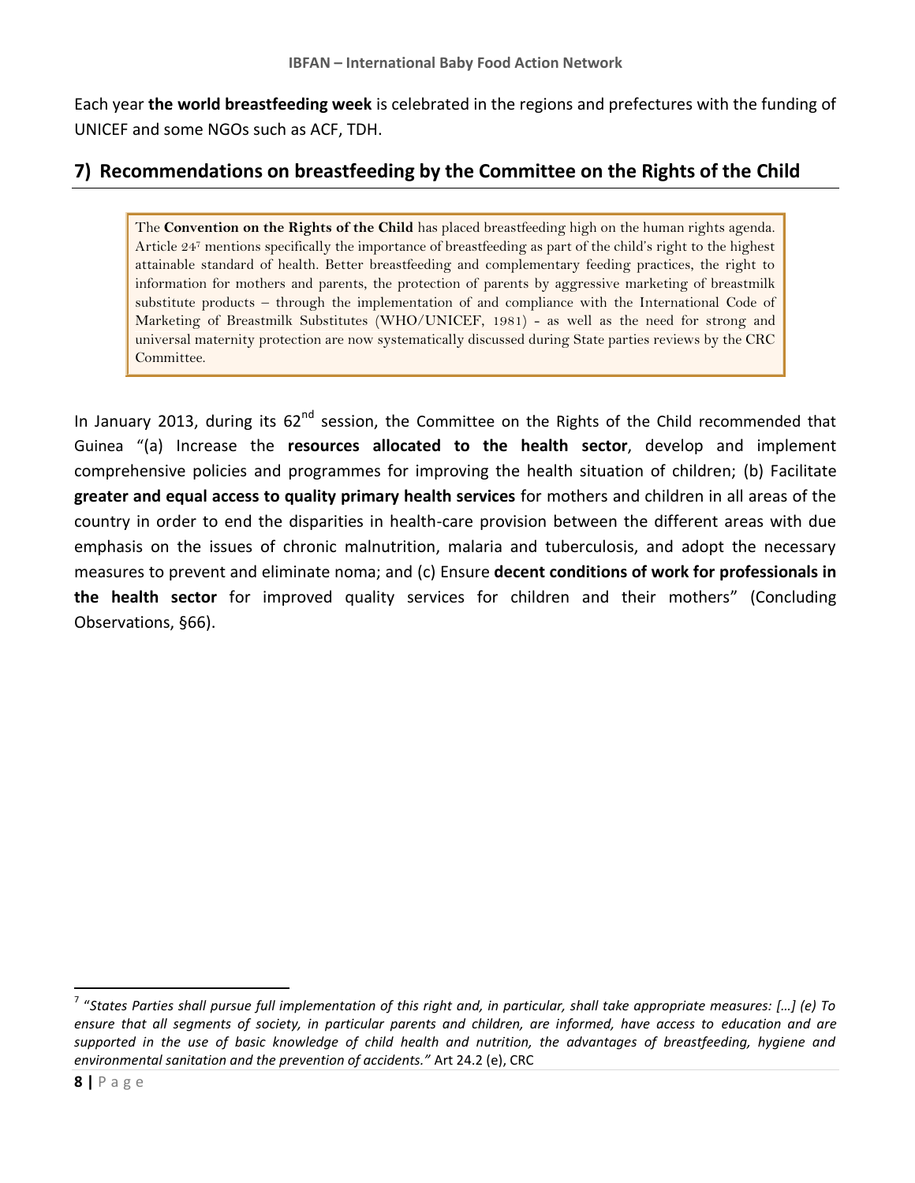Each year **the world breastfeeding week** is celebrated in the regions and prefectures with the funding of UNICEF and some NGOs such as ACF, TDH.

## 7) Recommendations on breastfeeding by the Committee on the Rights of the Child

> The **Convention on the Rights of the Child** has placed breastfeeding high on the human rights agenda. Article 24[7] mentions specifically the importance of breastfeeding as part of the child's right to the highest attainable standard of health. Better breastfeeding and complementary feeding practices, the right to information for mothers and parents, the protection of parents by aggressive marketing of breastmilk substitute products – through the implementation of and compliance with the International Code of Marketing of Breastmilk Substitutes (WHO/UNICEF, 1981) - as well as the need for strong and universal maternity protection are now systematically discussed during State parties reviews by the CRC Committee.

In January 2013, during its 62nd session, the Committee on the Rights of the Child recommended that Guinea "(a) Increase the **resources allocated to the health sector**, develop and implement comprehensive policies and programmes for improving the health situation of children; (b) Facilitate **greater and equal access to quality primary health services** for mothers and children in all areas of the country in order to end the disparities in health-care provision between the different areas with due emphasis on the issues of chronic malnutrition, malaria and tuberculosis, and adopt the necessary measures to prevent and eliminate noma; and (c) Ensure **decent conditions of work for professionals in the health sector** for improved quality services for children and their mothers" (Concluding Observations, §66).

---

[7] "*States Parties shall pursue full implementation of this right and, in particular, shall take appropriate measures: […] (e) To ensure that all segments of society, in particular parents and children, are informed, have access to education and are supported in the use of basic knowledge of child health and nutrition, the advantages of breastfeeding, hygiene and environmental sanitation and the prevention of accidents."* Art 24.2 (e), CRC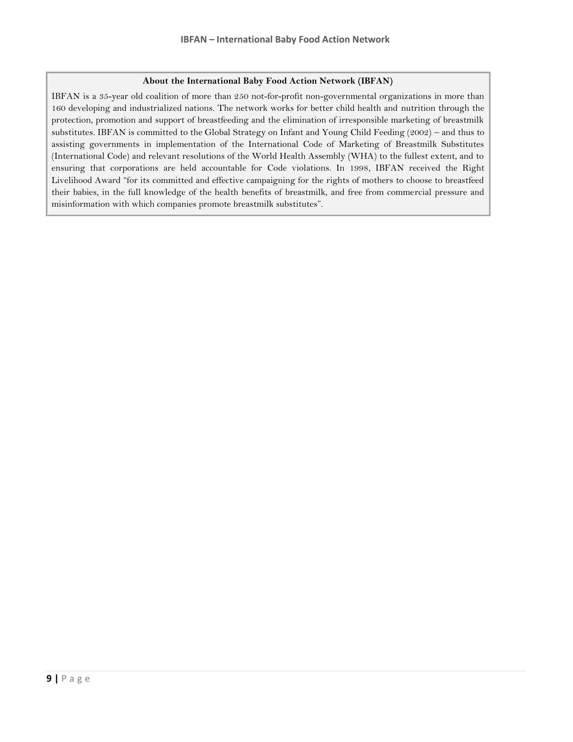**About the International Baby Food Action Network (IBFAN)**

IBFAN is a 35-year old coalition of more than 250 not-for-profit non-governmental organizations in more than 160 developing and industrialized nations. The network works for better child health and nutrition through the protection, promotion and support of breastfeeding and the elimination of irresponsible marketing of breastmilk substitutes. IBFAN is committed to the Global Strategy on Infant and Young Child Feeding (2002) – and thus to assisting governments in implementation of the International Code of Marketing of Breastmilk Substitutes (International Code) and relevant resolutions of the World Health Assembly (WHA) to the fullest extent, and to ensuring that corporations are held accountable for Code violations. In 1998, IBFAN received the Right Livelihood Award "for its committed and effective campaigning for the rights of mothers to choose to breastfeed their babies, in the full knowledge of the health benefits of breastmilk, and free from commercial pressure and misinformation with which companies promote breastmilk substitutes".